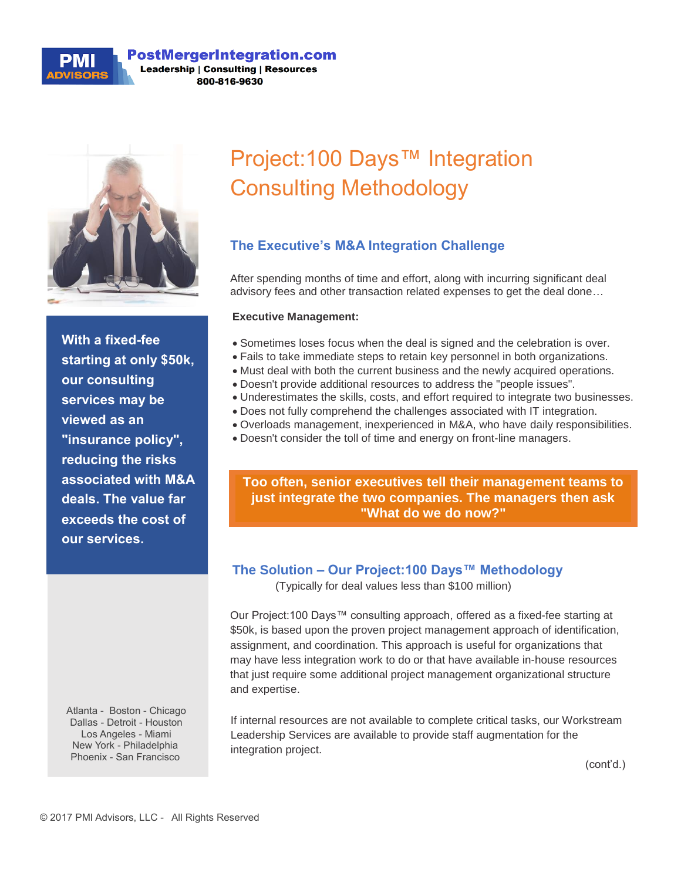**PMI ADVISORS**

**PostMergerIntegration.com**
**Leadership | Consulting | Resources**
**800-816-9630**

# Project:100 Days™ Integration Consulting Methodology

**With a fixed-fee starting at only $50k, our consulting services may be viewed as an "insurance policy", reducing the risks associated with M&A deals. The value far exceeds the cost of our services.**

Atlanta - Boston - Chicago
Dallas - Detroit - Houston
Los Angeles - Miami
New York - Philadelphia
Phoenix - San Francisco

## The Executive's M&A Integration Challenge

After spending months of time and effort, along with incurring significant deal advisory fees and other transaction related expenses to get the deal done…

**Executive Management:**

- Sometimes loses focus when the deal is signed and the celebration is over.
- Fails to take immediate steps to retain key personnel in both organizations.
- Must deal with both the current business and the newly acquired operations.
- Doesn't provide additional resources to address the "people issues".
- Underestimates the skills, costs, and effort required to integrate two businesses.
- Does not fully comprehend the challenges associated with IT integration.
- Overloads management, inexperienced in M&A, who have daily responsibilities.
- Doesn't consider the toll of time and energy on front-line managers.

**Too often, senior executives tell their management teams to just integrate the two companies. The managers then ask "What do we do now?"**

## The Solution – Our Project:100 Days™ Methodology

(Typically for deal values less than $100 million)

Our Project:100 Days™ consulting approach, offered as a fixed-fee starting at $50k, is based upon the proven project management approach of identification, assignment, and coordination. This approach is useful for organizations that may have less integration work to do or that have available in-house resources that just require some additional project management organizational structure and expertise.

If internal resources are not available to complete critical tasks, our Workstream Leadership Services are available to provide staff augmentation for the integration project.

(cont'd.)

© 2017 PMI Advisors, LLC - All Rights Reserved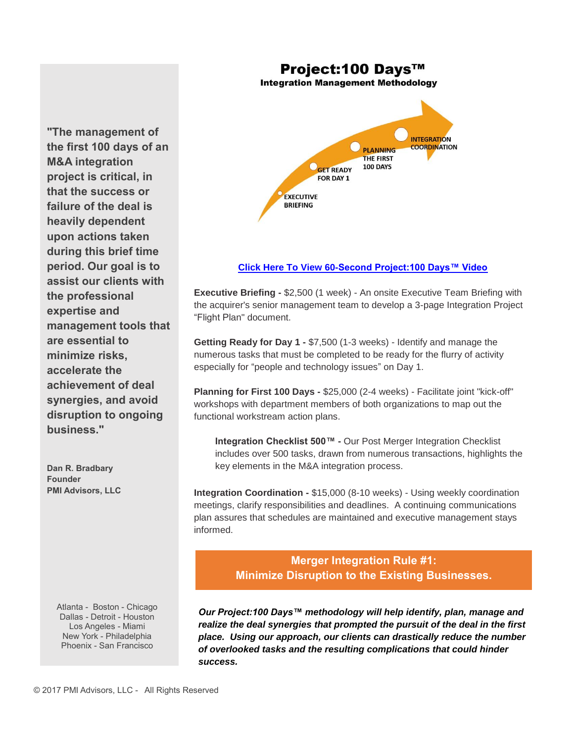"The management of the first 100 days of an M&A integration project is critical, in that the success or failure of the deal is heavily dependent upon actions taken during this brief time period. Our goal is to assist our clients with the professional expertise and management tools that are essential to minimize risks, accelerate the achievement of deal synergies, and avoid disruption to ongoing business."

**Dan R. Bradbary**
**Founder**
**PMI Advisors, LLC**

Atlanta - Boston - Chicago
Dallas - Detroit - Houston
Los Angeles - Miami
New York - Philadelphia
Phoenix - San Francisco

# Project:100 Days™

### Integration Management Methodology

EXECUTIVE BRIEFING

GET READY FOR DAY 1

PLANNING THE FIRST 100 DAYS

INTEGRATION COORDINATION

[Click Here To View 60-Second Project:100 Days™ Video]

**Executive Briefing -** $2,500 (1 week) - An onsite Executive Team Briefing with the acquirer's senior management team to develop a 3-page Integration Project "Flight Plan" document.

**Getting Ready for Day 1 -** $7,500 (1-3 weeks) - Identify and manage the numerous tasks that must be completed to be ready for the flurry of activity especially for "people and technology issues" on Day 1.

**Planning for First 100 Days -** $25,000 (2-4 weeks) - Facilitate joint "kick-off" workshops with department members of both organizations to map out the functional workstream action plans.

> **Integration Checklist 500™ -** Our Post Merger Integration Checklist includes over 500 tasks, drawn from numerous transactions, highlights the key elements in the M&A integration process.

**Integration Coordination -** $15,000 (8-10 weeks) - Using weekly coordination meetings, clarify responsibilities and deadlines. A continuing communications plan assures that schedules are maintained and executive management stays informed.

**Merger Integration Rule #1:**
**Minimize Disruption to the Existing Businesses.**

***Our Project:100 Days™ methodology will help identify, plan, manage and realize the deal synergies that prompted the pursuit of the deal in the first place. Using our approach, our clients can drastically reduce the number of overlooked tasks and the resulting complications that could hinder success.***

© 2017 PMI Advisors, LLC - All Rights Reserved